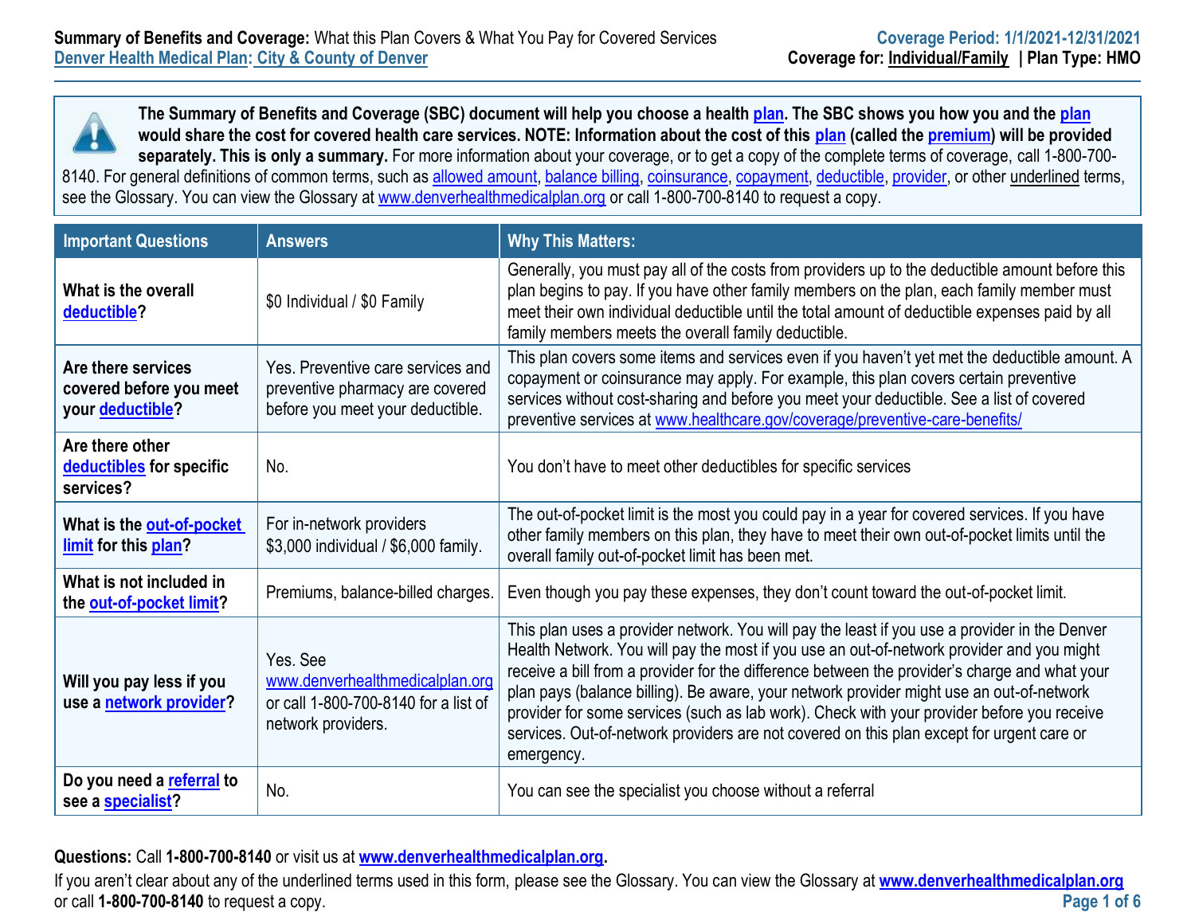**Summary of Benefits and Coverage:** What this Plan Covers & What You Pay for Covered Services
Denver Health Medical Plan: City & County of Denver

**Coverage Period: 1/1/2021-12/31/2021**
**Coverage for:** Individual/Family | **Plan Type: HMO**

**The Summary of Benefits and Coverage (SBC) document will help you choose a health plan. The SBC shows you how you and the plan would share the cost for covered health care services. NOTE: Information about the cost of this plan (called the premium) will be provided separately. This is only a summary.** For more information about your coverage, or to get a copy of the complete terms of coverage, call 1-800-700-8140. For general definitions of common terms, such as allowed amount, balance billing, coinsurance, copayment, deductible, provider, or other underlined terms, see the Glossary. You can view the Glossary at www.denverhealthmedicalplan.org or call 1-800-700-8140 to request a copy.

| Important Questions | Answers | Why This Matters: |
|---|---|---|
| **What is the overall deductible?** | $0 Individual / $0 Family | Generally, you must pay all of the costs from providers up to the deductible amount before this plan begins to pay. If you have other family members on the plan, each family member must meet their own individual deductible until the total amount of deductible expenses paid by all family members meets the overall family deductible. |
| **Are there services covered before you meet your deductible?** | Yes. Preventive care services and preventive pharmacy are covered before you meet your deductible. | This plan covers some items and services even if you haven't yet met the deductible amount. A copayment or coinsurance may apply. For example, this plan covers certain preventive services without cost-sharing and before you meet your deductible. See a list of covered preventive services at www.healthcare.gov/coverage/preventive-care-benefits/ |
| **Are there other deductibles for specific services?** | No. | You don't have to meet other deductibles for specific services |
| **What is the out-of-pocket limit for this plan?** | For in-network providers $3,000 individual / $6,000 family. | The out-of-pocket limit is the most you could pay in a year for covered services. If you have other family members on this plan, they have to meet their own out-of-pocket limits until the overall family out-of-pocket limit has been met. |
| **What is not included in the out-of-pocket limit?** | Premiums, balance-billed charges. | Even though you pay these expenses, they don't count toward the out-of-pocket limit. |
| **Will you pay less if you use a network provider?** | Yes. See www.denverhealthmedicalplan.org or call 1-800-700-8140 for a list of network providers. | This plan uses a provider network. You will pay the least if you use a provider in the Denver Health Network. You will pay the most if you use an out-of-network provider and you might receive a bill from a provider for the difference between the provider's charge and what your plan pays (balance billing). Be aware, your network provider might use an out-of-network provider for some services (such as lab work). Check with your provider before you receive services. Out-of-network providers are not covered on this plan except for urgent care or emergency. |
| **Do you need a referral to see a specialist?** | No. | You can see the specialist you choose without a referral |

**Questions:** Call **1-800-700-8140** or visit us at **www.denverhealthmedicalplan.org.**
If you aren't clear about any of the underlined terms used in this form, please see the Glossary. You can view the Glossary at **www.denverhealthmedicalplan.org** or call **1-800-700-8140** to request a copy.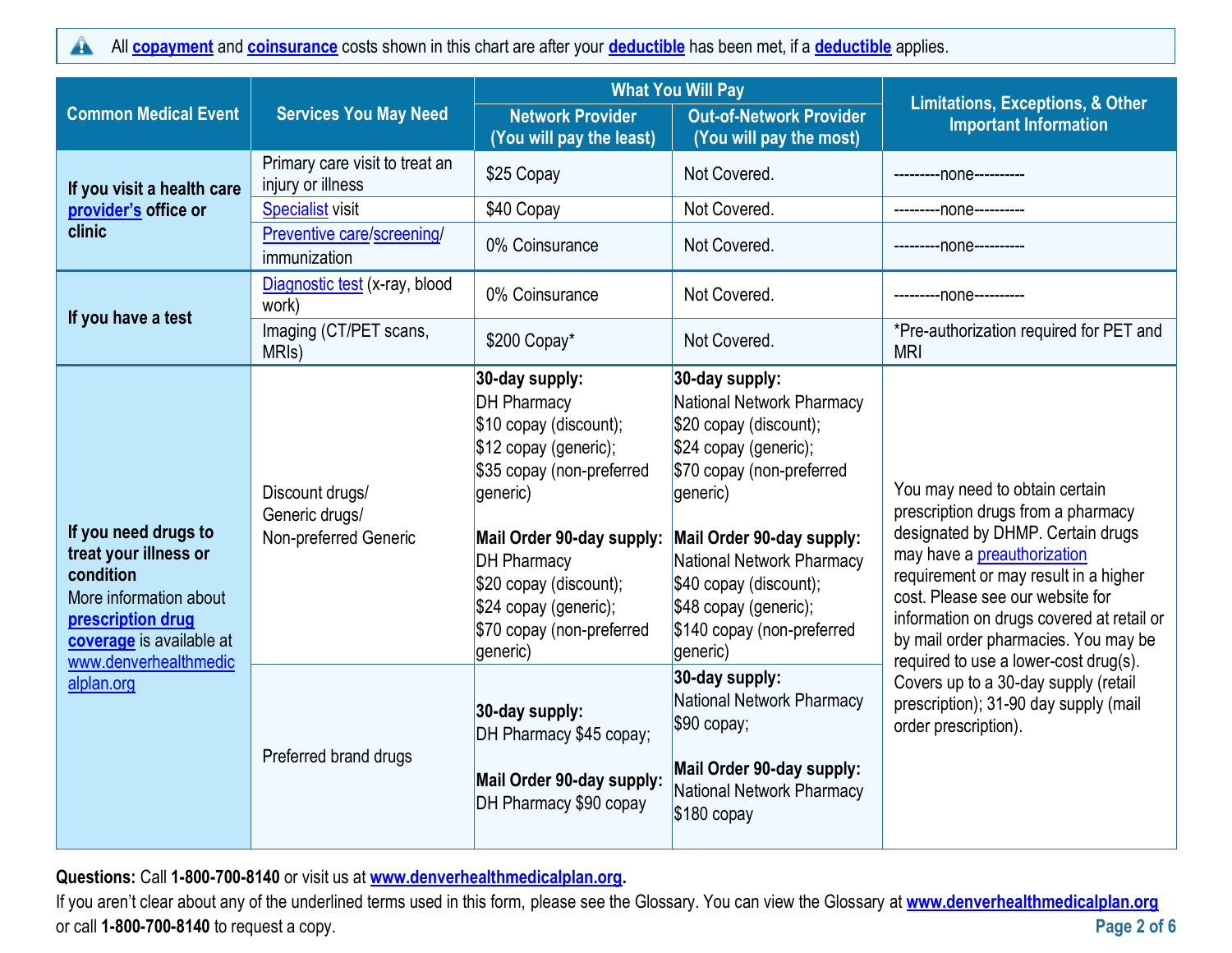All **copayment** and **coinsurance** costs shown in this chart are after your **deductible** has been met, if a **deductible** applies.

| Common Medical Event | Services You May Need | What You Will Pay | | Limitations, Exceptions, & Other Important Information |
|---|---|---|---|---|
| | | Network Provider (You will pay the least) | Out-of-Network Provider (You will pay the most) | |
| **If you visit a health care provider's office or clinic** | Primary care visit to treat an injury or illness | $25 Copay | Not Covered. | ---------none---------- |
| | Specialist visit | $40 Copay | Not Covered. | ---------none---------- |
| | Preventive care/screening/ immunization | 0% Coinsurance | Not Covered. | ---------none---------- |
| **If you have a test** | Diagnostic test (x-ray, blood work) | 0% Coinsurance | Not Covered. | ---------none---------- |
| | Imaging (CT/PET scans, MRIs) | $200 Copay* | Not Covered. | *Pre-authorization required for PET and MRI |
| **If you need drugs to treat your illness or condition** More information about **prescription drug coverage** is available at www.denverhealthmedicalplan.org | Discount drugs/ Generic drugs/ Non-preferred Generic | **30-day supply:** DH Pharmacy $10 copay (discount); $12 copay (generic); $35 copay (non-preferred generic) **Mail Order 90-day supply:** DH Pharmacy $20 copay (discount); $24 copay (generic); $70 copay (non-preferred generic) | **30-day supply:** National Network Pharmacy $20 copay (discount); $24 copay (generic); $70 copay (non-preferred generic) **Mail Order 90-day supply:** National Network Pharmacy $40 copay (discount); $48 copay (generic); $140 copay (non-preferred generic) | You may need to obtain certain prescription drugs from a pharmacy designated by DHMP. Certain drugs may have a preauthorization requirement or may result in a higher cost. Please see our website for information on drugs covered at retail or by mail order pharmacies. You may be required to use a lower-cost drug(s). Covers up to a 30-day supply (retail prescription); 31-90 day supply (mail order prescription). |
| | Preferred brand drugs | **30-day supply:** DH Pharmacy $45 copay; **Mail Order 90-day supply:** DH Pharmacy $90 copay | **30-day supply:** National Network Pharmacy $90 copay; **Mail Order 90-day supply:** National Network Pharmacy $180 copay | |

**Questions:** Call **1-800-700-8140** or visit us at **www.denverhealthmedicalplan.org**.
If you aren't clear about any of the underlined terms used in this form, please see the Glossary. You can view the Glossary at **www.denverhealthmedicalplan.org** or call **1-800-700-8140** to request a copy.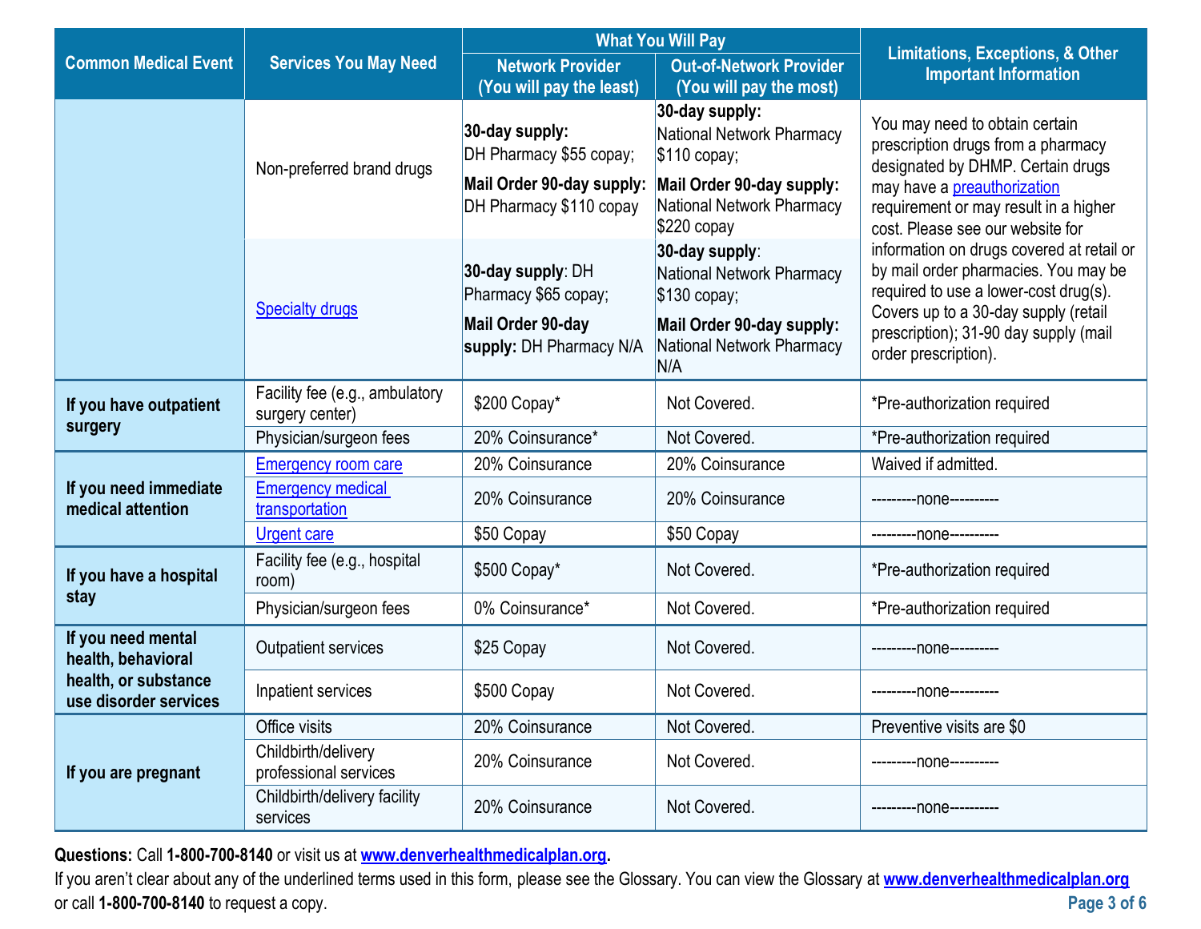| Common Medical Event | Services You May Need | What You Will Pay | | Limitations, Exceptions, & Other Important Information |
|---|---|---|---|---|
| | | Network Provider (You will pay the least) | Out-of-Network Provider (You will pay the most) | |
| | Non-preferred brand drugs | **30-day supply:** DH Pharmacy $55 copay; **Mail Order 90-day supply:** DH Pharmacy $110 copay | **30-day supply:** National Network Pharmacy $110 copay; **Mail Order 90-day supply:** National Network Pharmacy $220 copay | You may need to obtain certain prescription drugs from a pharmacy designated by DHMP. Certain drugs may have a preauthorization requirement or may result in a higher cost. Please see our website for information on drugs covered at retail or by mail order pharmacies. You may be required to use a lower-cost drug(s). Covers up to a 30-day supply (retail prescription); 31-90 day supply (mail order prescription). |
| | Specialty drugs | **30-day supply**: DH Pharmacy $65 copay; **Mail Order 90-day supply:** DH Pharmacy N/A | **30-day supply**: National Network Pharmacy $130 copay; **Mail Order 90-day supply:** National Network Pharmacy N/A | |
| **If you have outpatient surgery** | Facility fee (e.g., ambulatory surgery center) | $200 Copay* | Not Covered. | *Pre-authorization required |
| | Physician/surgeon fees | 20% Coinsurance* | Not Covered. | *Pre-authorization required |
| **If you need immediate medical attention** | Emergency room care | 20% Coinsurance | 20% Coinsurance | Waived if admitted. |
| | Emergency medical transportation | 20% Coinsurance | 20% Coinsurance | ---------none---------- |
| | Urgent care | $50 Copay | $50 Copay | ---------none---------- |
| **If you have a hospital stay** | Facility fee (e.g., hospital room) | $500 Copay* | Not Covered. | *Pre-authorization required |
| | Physician/surgeon fees | 0% Coinsurance* | Not Covered. | *Pre-authorization required |
| **If you need mental health, behavioral health, or substance use disorder services** | Outpatient services | $25 Copay | Not Covered. | ---------none---------- |
| | Inpatient services | $500 Copay | Not Covered. | ---------none---------- |
| **If you are pregnant** | Office visits | 20% Coinsurance | Not Covered. | Preventive visits are $0 |
| | Childbirth/delivery professional services | 20% Coinsurance | Not Covered. | ---------none---------- |
| | Childbirth/delivery facility services | 20% Coinsurance | Not Covered. | ---------none---------- |

**Questions:** Call **1-800-700-8140** or visit us at **www.denverhealthmedicalplan.org**.
If you aren't clear about any of the underlined terms used in this form, please see the Glossary. You can view the Glossary at **www.denverhealthmedicalplan.org** or call **1-800-700-8140** to request a copy.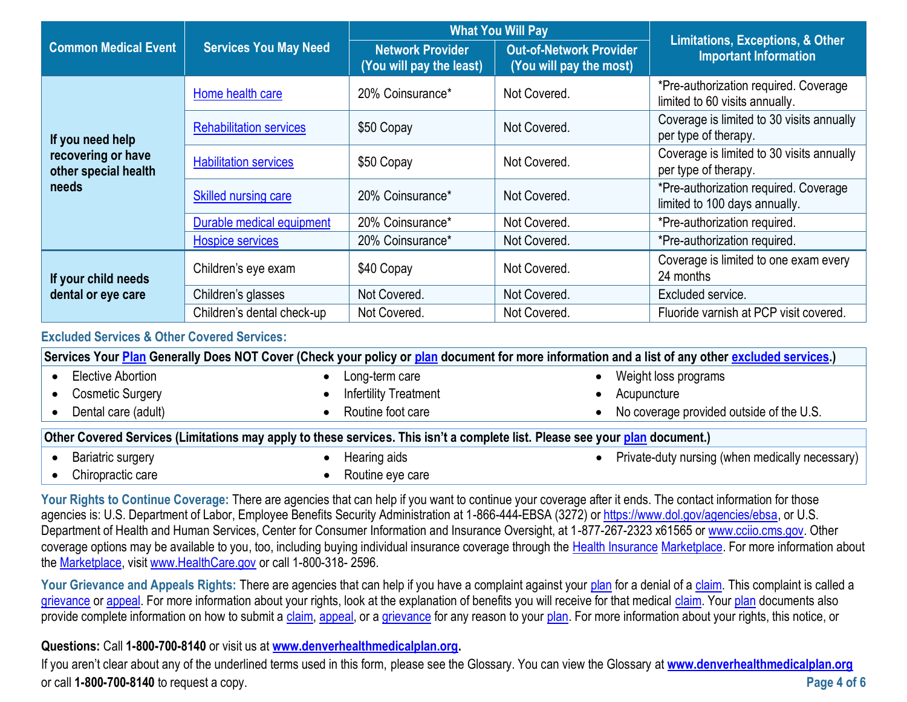| Common Medical Event | Services You May Need | What You Will Pay | | Limitations, Exceptions, & Other Important Information |
|---|---|---|---|---|
| | | Network Provider (You will pay the least) | Out-of-Network Provider (You will pay the most) | |
| If you need help recovering or have other special health needs | Home health care | 20% Coinsurance* | Not Covered. | *Pre-authorization required. Coverage limited to 60 visits annually. |
| | Rehabilitation services | $50 Copay | Not Covered. | Coverage is limited to 30 visits annually per type of therapy. |
| | Habilitation services | $50 Copay | Not Covered. | Coverage is limited to 30 visits annually per type of therapy. |
| | Skilled nursing care | 20% Coinsurance* | Not Covered. | *Pre-authorization required. Coverage limited to 100 days annually. |
| | Durable medical equipment | 20% Coinsurance* | Not Covered. | *Pre-authorization required. |
| | Hospice services | 20% Coinsurance* | Not Covered. | *Pre-authorization required. |
| If your child needs dental or eye care | Children's eye exam | $40 Copay | Not Covered. | Coverage is limited to one exam every 24 months |
| | Children's glasses | Not Covered. | Not Covered. | Excluded service. |
| | Children's dental check-up | Not Covered. | Not Covered. | Fluoride varnish at PCP visit covered. |

## Excluded Services & Other Covered Services:

**Services Your Plan Generally Does NOT Cover (Check your policy or plan document for more information and a list of any other excluded services.)**

- Elective Abortion
- Cosmetic Surgery
- Dental care (adult)
- Long-term care
- Infertility Treatment
- Routine foot care
- Weight loss programs
- Acupuncture
- No coverage provided outside of the U.S.

**Other Covered Services (Limitations may apply to these services. This isn't a complete list. Please see your plan document.)**

- Bariatric surgery
- Chiropractic care
- Hearing aids
- Routine eye care
- Private-duty nursing (when medically necessary)

**Your Rights to Continue Coverage:** There are agencies that can help if you want to continue your coverage after it ends. The contact information for those agencies is: U.S. Department of Labor, Employee Benefits Security Administration at 1-866-444-EBSA (3272) or https://www.dol.gov/agencies/ebsa, or U.S. Department of Health and Human Services, Center for Consumer Information and Insurance Oversight, at 1-877-267-2323 x61565 or www.cciio.cms.gov. Other coverage options may be available to you, too, including buying individual insurance coverage through the Health Insurance Marketplace. For more information about the Marketplace, visit www.HealthCare.gov or call 1-800-318- 2596.

**Your Grievance and Appeals Rights:** There are agencies that can help if you have a complaint against your plan for a denial of a claim. This complaint is called a grievance or appeal. For more information about your rights, look at the explanation of benefits you will receive for that medical claim. Your plan documents also provide complete information on how to submit a claim, appeal, or a grievance for any reason to your plan. For more information about your rights, this notice, or

**Questions:** Call **1-800-700-8140** or visit us at **www.denverhealthmedicalplan.org**.
If you aren't clear about any of the underlined terms used in this form, please see the Glossary. You can view the Glossary at **www.denverhealthmedicalplan.org** or call **1-800-700-8140** to request a copy.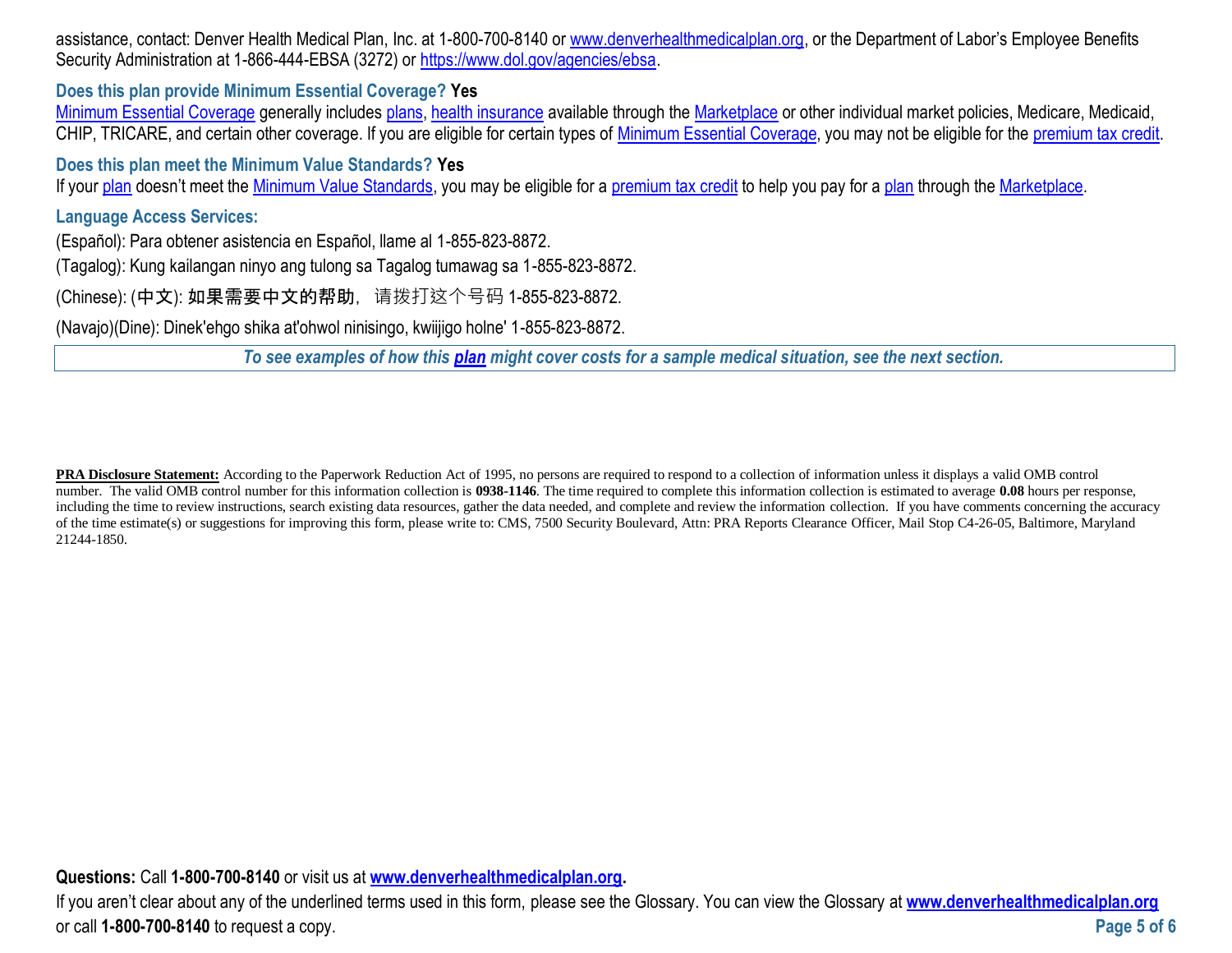assistance, contact: Denver Health Medical Plan, Inc. at 1-800-700-8140 or www.denverhealthmedicalplan.org, or the Department of Labor's Employee Benefits Security Administration at 1-866-444-EBSA (3272) or https://www.dol.gov/agencies/ebsa.

**Does this plan provide Minimum Essential Coverage? Yes**

Minimum Essential Coverage generally includes plans, health insurance available through the Marketplace or other individual market policies, Medicare, Medicaid, CHIP, TRICARE, and certain other coverage. If you are eligible for certain types of Minimum Essential Coverage, you may not be eligible for the premium tax credit.

**Does this plan meet the Minimum Value Standards? Yes**

If your plan doesn't meet the Minimum Value Standards, you may be eligible for a premium tax credit to help you pay for a plan through the Marketplace.

**Language Access Services:**

(Español): Para obtener asistencia en Español, llame al 1-855-823-8872.

(Tagalog): Kung kailangan ninyo ang tulong sa Tagalog tumawag sa 1-855-823-8872.

(Chinese): (中文): 如果需要中文的帮助，请拨打这个号码 1-855-823-8872.

(Navajo)(Dine): Dinek'ehgo shika at'ohwol ninisingo, kwiijigo holne' 1-855-823-8872.

***To see examples of how this plan might cover costs for a sample medical situation, see the next section.***

**PRA Disclosure Statement:** According to the Paperwork Reduction Act of 1995, no persons are required to respond to a collection of information unless it displays a valid OMB control number. The valid OMB control number for this information collection is **0938-1146**. The time required to complete this information collection is estimated to average **0.08** hours per response, including the time to review instructions, search existing data resources, gather the data needed, and complete and review the information collection. If you have comments concerning the accuracy of the time estimate(s) or suggestions for improving this form, please write to: CMS, 7500 Security Boulevard, Attn: PRA Reports Clearance Officer, Mail Stop C4-26-05, Baltimore, Maryland 21244-1850.

**Questions:** Call **1-800-700-8140** or visit us at **www.denverhealthmedicalplan.org.**

If you aren't clear about any of the underlined terms used in this form, please see the Glossary. You can view the Glossary at **www.denverhealthmedicalplan.org** or call **1-800-700-8140** to request a copy.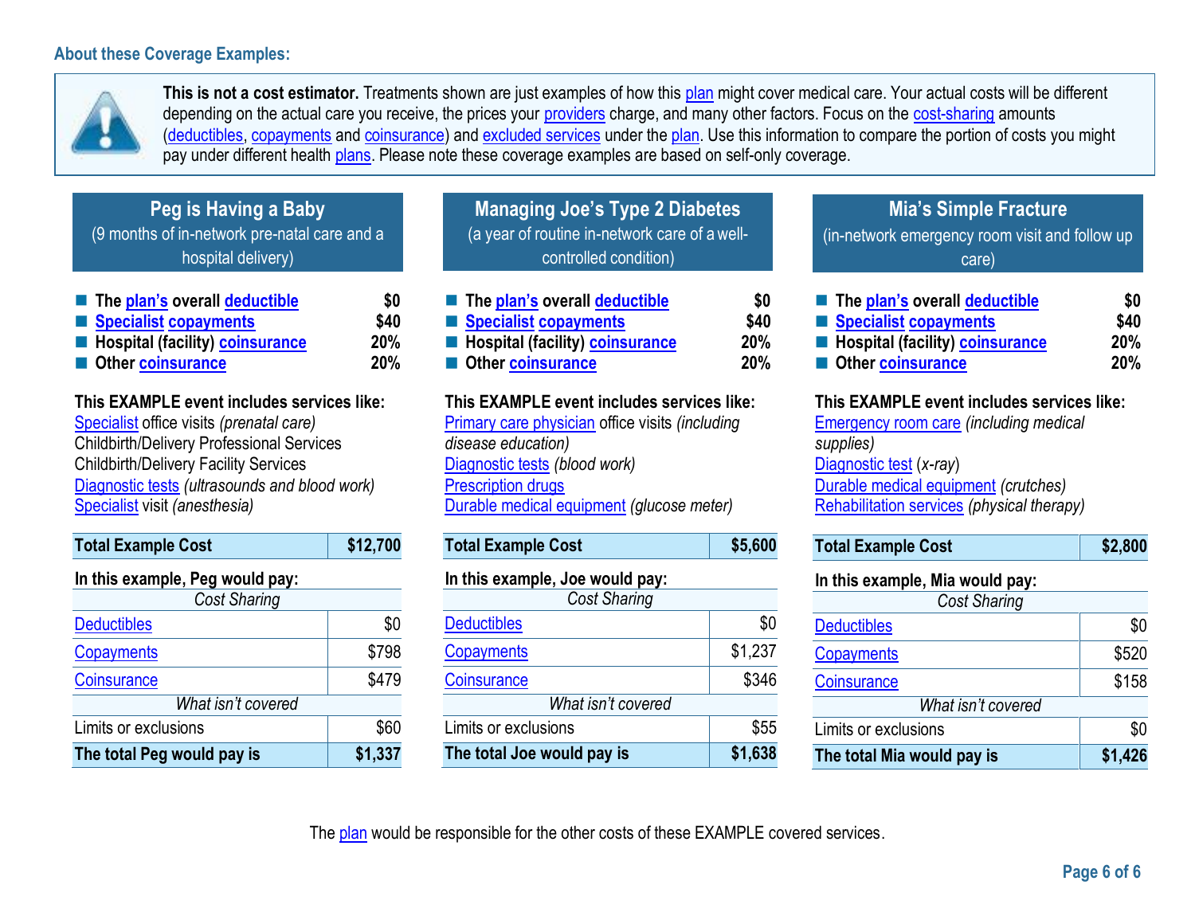## About these Coverage Examples:

**This is not a cost estimator.** Treatments shown are just examples of how this plan might cover medical care. Your actual costs will be different depending on the actual care you receive, the prices your providers charge, and many other factors. Focus on the cost-sharing amounts (deductibles, copayments and coinsurance) and excluded services under the plan. Use this information to compare the portion of costs you might pay under different health plans. Please note these coverage examples are based on self-only coverage.

### Peg is Having a Baby
(9 months of in-network pre-natal care and a hospital delivery)

- **The plan's overall deductible** **$0**
- **Specialist copayments** **$40**
- **Hospital (facility) coinsurance** **20%**
- **Other coinsurance** **20%**

**This EXAMPLE event includes services like:**
Specialist office visits *(prenatal care)*
Childbirth/Delivery Professional Services
Childbirth/Delivery Facility Services
Diagnostic tests *(ultrasounds and blood work)*
Specialist visit *(anesthesia)*

| **Total Example Cost** | **$12,700** |
|---|---|
| **In this example, Peg would pay:** | |
| *Cost Sharing* | |
| Deductibles | $0 |
| Copayments | $798 |
| Coinsurance | $479 |
| *What isn't covered* | |
| Limits or exclusions | $60 |
| **The total Peg would pay is** | **$1,337** |

### Managing Joe's Type 2 Diabetes
(a year of routine in-network care of a well-controlled condition)

- **The plan's overall deductible** **$0**
- **Specialist copayments** **$40**
- **Hospital (facility) coinsurance** **20%**
- **Other coinsurance** **20%**

**This EXAMPLE event includes services like:**
Primary care physician office visits *(including disease education)*
Diagnostic tests *(blood work)*
Prescription drugs
Durable medical equipment *(glucose meter)*

| **Total Example Cost** | **$5,600** |
|---|---|
| **In this example, Joe would pay:** | |
| *Cost Sharing* | |
| Deductibles | $0 |
| Copayments | $1,237 |
| Coinsurance | $346 |
| *What isn't covered* | |
| Limits or exclusions | $55 |
| **The total Joe would pay is** | **$1,638** |

### Mia's Simple Fracture
(in-network emergency room visit and follow up care)

- **The plan's overall deductible** **$0**
- **Specialist copayments** **$40**
- **Hospital (facility) coinsurance** **20%**
- **Other coinsurance** **20%**

**This EXAMPLE event includes services like:**
Emergency room care *(including medical supplies)*
Diagnostic test *(x-ray)*
Durable medical equipment *(crutches)*
Rehabilitation services *(physical therapy)*

| **Total Example Cost** | **$2,800** |
|---|---|
| **In this example, Mia would pay:** | |
| *Cost Sharing* | |
| Deductibles | $0 |
| Copayments | $520 |
| Coinsurance | $158 |
| *What isn't covered* | |
| Limits or exclusions | $0 |
| **The total Mia would pay is** | **$1,426** |

The plan would be responsible for the other costs of these EXAMPLE covered services.